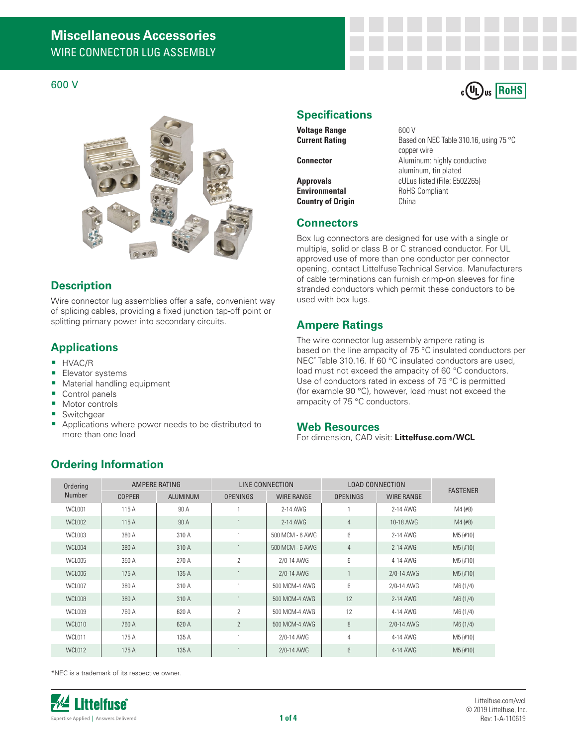# Miscellaneous Accessories

WIRE CONNECTOR LUG ASSEMBLY

600 V

## Description

Wire connector lug assemblies offer a safe, convenient way of splicing cables, providing a fixed junction tap-off point or splitting primary power into secondary circuits.

## Applications

- HVAC/R
- Elevator systems
- Material handling equipment
- Control panels
- Motor controls
- Switchgear
- Applications where power needs to be distributed to more than one load

## Specifications

| | |
|---|---|
| **Voltage Range** | 600 V |
| **Current Rating** | Based on NEC Table 310.16, using 75 °C copper wire |
| **Connector** | Aluminum: highly conductive aluminum, tin plated |
| **Approvals** | cULus listed (File: E502265) |
| **Environmental** | RoHS Compliant |
| **Country of Origin** | China |

## Connectors

Box lug connectors are designed for use with a single or multiple, solid or class B or C stranded conductor. For UL approved use of more than one conductor per connector opening, contact Littelfuse Technical Service. Manufacturers of cable terminations can furnish crimp-on sleeves for fine stranded conductors which permit these conductors to be used with box lugs.

## Ampere Ratings

The wire connector lug assembly ampere rating is based on the line ampacity of 75 °C insulated conductors per NEC* Table 310.16. If 60 °C insulated conductors are used, load must not exceed the ampacity of 60 °C conductors. Use of conductors rated in excess of 75 °C is permitted (for example 90 °C), however, load must not exceed the ampacity of 75 °C conductors.

## Web Resources

For dimension, CAD visit: **Littelfuse.com/WCL**

## Ordering Information

| Ordering Number | AMPERE RATING | | LINE CONNECTION | | LOAD CONNECTION | | FASTENER |
|---|---|---|---|---|---|---|---|
| | COPPER | ALUMINUM | OPENINGS | WIRE RANGE | OPENINGS | WIRE RANGE | |
| WCL001 | 115 A | 90 A | 1 | 2-14 AWG | 1 | 2-14 AWG | M4 (#8) |
| WCL002 | 115 A | 90 A | 1 | 2-14 AWG | 4 | 10-18 AWG | M4 (#8) |
| WCL003 | 380 A | 310 A | 1 | 500 MCM - 6 AWG | 6 | 2-14 AWG | M5 (#10) |
| WCL004 | 380 A | 310 A | 1 | 500 MCM - 6 AWG | 4 | 2-14 AWG | M5 (#10) |
| WCL005 | 350 A | 270 A | 2 | 2/0-14 AWG | 6 | 4-14 AWG | M5 (#10) |
| WCL006 | 175 A | 135 A | 1 | 2/0-14 AWG | 1 | 2/0-14 AWG | M5 (#10) |
| WCL007 | 380 A | 310 A | 1 | 500 MCM-4 AWG | 6 | 2/0-14 AWG | M6 (1/4) |
| WCL008 | 380 A | 310 A | 1 | 500 MCM-4 AWG | 12 | 2-14 AWG | M6 (1/4) |
| WCL009 | 760 A | 620 A | 2 | 500 MCM-4 AWG | 12 | 4-14 AWG | M6 (1/4) |
| WCL010 | 760 A | 620 A | 2 | 500 MCM-4 AWG | 8 | 2/0-14 AWG | M6 (1/4) |
| WCL011 | 175 A | 135 A | 1 | 2/0-14 AWG | 4 | 4-14 AWG | M5 (#10) |
| WCL012 | 175 A | 135 A | 1 | 2/0-14 AWG | 6 | 4-14 AWG | M5 (#10) |

*NEC is a trademark of its respective owner.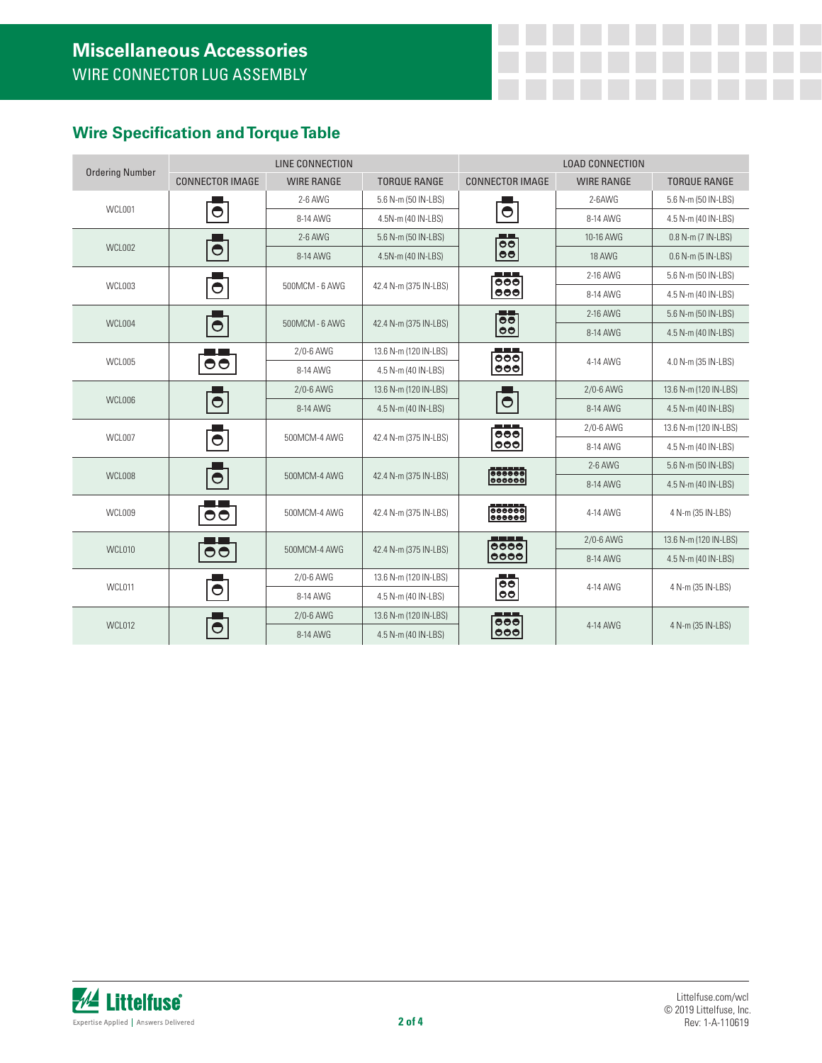# Miscellaneous Accessories

WIRE CONNECTOR LUG ASSEMBLY

## Wire Specification and Torque Table

| Ordering Number | LINE CONNECTION | | | LOAD CONNECTION | | |
|---|---|---|---|---|---|---|
| | CONNECTOR IMAGE | WIRE RANGE | TORQUE RANGE | CONNECTOR IMAGE | WIRE RANGE | TORQUE RANGE |
| WCL001 | | 2-6 AWG | 5.6 N-m (50 IN-LBS) | | 2-6AWG | 5.6 N-m (50 IN-LBS) |
| | | 8-14 AWG | 4.5N-m (40 IN-LBS) | | 8-14 AWG | 4.5 N-m (40 IN-LBS) |
| WCL002 | | 2-6 AWG | 5.6 N-m (50 IN-LBS) | | 10-16 AWG | 0.8 N-m (7 IN-LBS) |
| | | 8-14 AWG | 4.5N-m (40 IN-LBS) | | 18 AWG | 0.6 N-m (5 IN-LBS) |
| WCL003 | | 500MCM - 6 AWG | 42.4 N-m (375 IN-LBS) | | 2-16 AWG | 5.6 N-m (50 IN-LBS) |
| | | | | | 8-14 AWG | 4.5 N-m (40 IN-LBS) |
| WCL004 | | 500MCM - 6 AWG | 42.4 N-m (375 IN-LBS) | | 2-16 AWG | 5.6 N-m (50 IN-LBS) |
| | | | | | 8-14 AWG | 4.5 N-m (40 IN-LBS) |
| WCL005 | | 2/0-6 AWG | 13.6 N-m (120 IN-LBS) | | 4-14 AWG | 4.0 N-m (35 IN-LBS) |
| | | 8-14 AWG | 4.5 N-m (40 IN-LBS) | | | |
| WCL006 | | 2/0-6 AWG | 13.6 N-m (120 IN-LBS) | | 2/0-6 AWG | 13.6 N-m (120 IN-LBS) |
| | | 8-14 AWG | 4.5 N-m (40 IN-LBS) | | 8-14 AWG | 4.5 N-m (40 IN-LBS) |
| WCL007 | | 500MCM-4 AWG | 42.4 N-m (375 IN-LBS) | | 2/0-6 AWG | 13.6 N-m (120 IN-LBS) |
| | | | | | 8-14 AWG | 4.5 N-m (40 IN-LBS) |
| WCL008 | | 500MCM-4 AWG | 42.4 N-m (375 IN-LBS) | | 2-6 AWG | 5.6 N-m (50 IN-LBS) |
| | | | | | 8-14 AWG | 4.5 N-m (40 IN-LBS) |
| WCL009 | | 500MCM-4 AWG | 42.4 N-m (375 IN-LBS) | | 4-14 AWG | 4 N-m (35 IN-LBS) |
| WCL010 | | 500MCM-4 AWG | 42.4 N-m (375 IN-LBS) | | 2/0-6 AWG | 13.6 N-m (120 IN-LBS) |
| | | | | | 8-14 AWG | 4.5 N-m (40 IN-LBS) |
| WCL011 | | 2/0-6 AWG | 13.6 N-m (120 IN-LBS) | | 4-14 AWG | 4 N-m (35 IN-LBS) |
| | | 8-14 AWG | 4.5 N-m (40 IN-LBS) | | | |
| WCL012 | | 2/0-6 AWG | 13.6 N-m (120 IN-LBS) | | 4-14 AWG | 4 N-m (35 IN-LBS) |
| | | 8-14 AWG | 4.5 N-m (40 IN-LBS) | | | |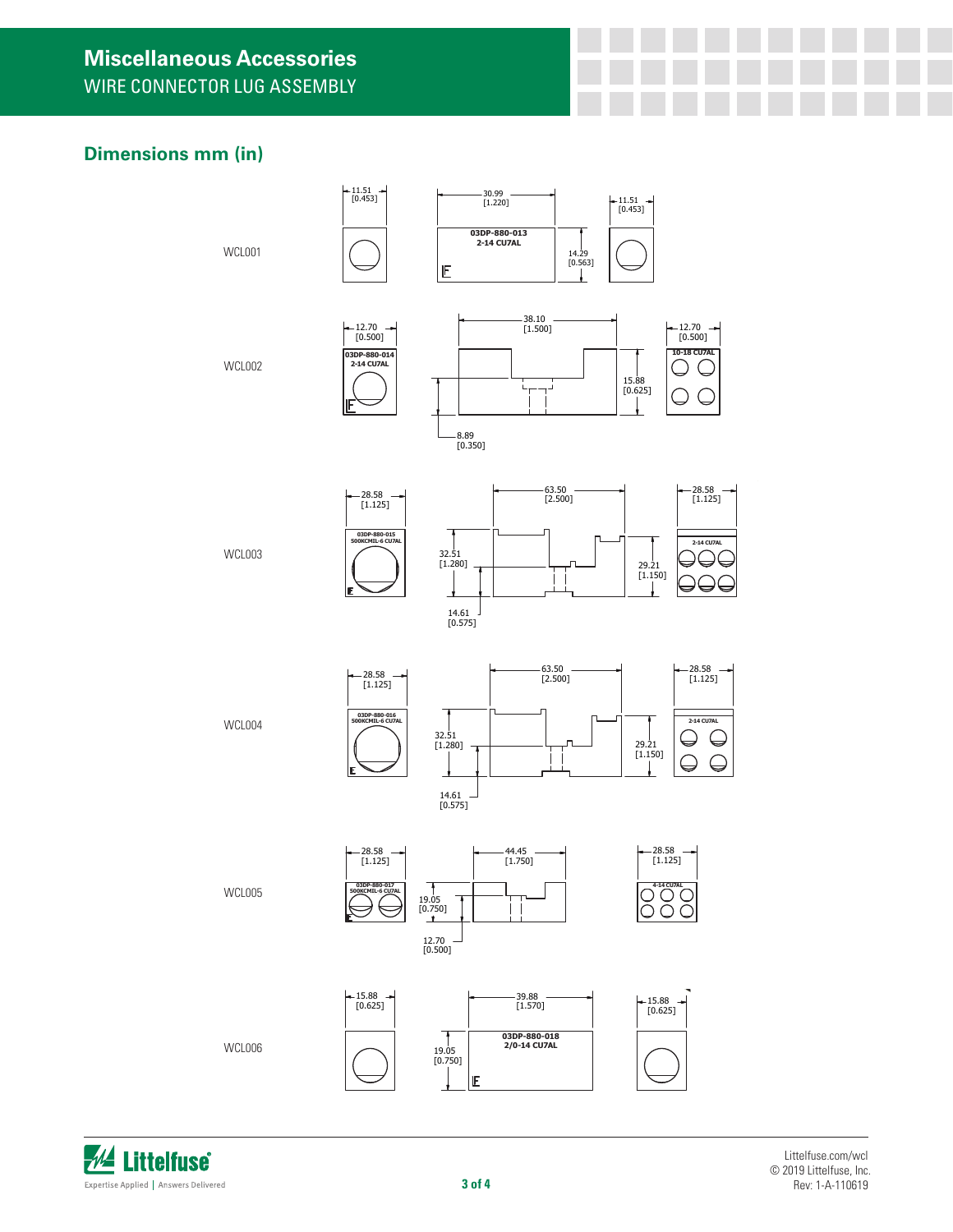# Miscellaneous Accessories

WIRE CONNECTOR LUG ASSEMBLY

## Dimensions mm (in)

**WCL001**

11.51 [0.453] — 30.99 [1.220] — 11.51 [0.453] — 14.29 [0.563]

03DP-880-013
2-14 CU7AL

**WCL002**

12.70 [0.500] — 38.10 [1.500] — 12.70 [0.500] — 15.88 [0.625] — 8.89 [0.350]

03DP-880-014
2-14 CU7AL

10-18 CU7AL

**WCL003**

28.58 [1.125] — 63.50 [2.500] — 28.58 [1.125] — 32.51 [1.280] — 29.21 [1.150] — 14.61 [0.575]

03DP-880-015
500KCMIL-6 CU7AL

2-14 CU7AL

**WCL004**

28.58 [1.125] — 63.50 [2.500] — 28.58 [1.125] — 32.51 [1.280] — 29.21 [1.150] — 14.61 [0.575]

03DP-880-016
500KCMIL-6 CU7AL

2-14 CU7AL

**WCL005**

28.58 [1.125] — 44.45 [1.750] — 28.58 [1.125] — 19.05 [0.750] — 12.70 [0.500]

03DP-880-017
500KCMIL-6 CU7AL

4-14 CU7AL

**WCL006**

15.88 [0.625] — 39.88 [1.570] — 15.88 [0.625] — 19.05 [0.750]

03DP-880-018
2/0-14 CU7AL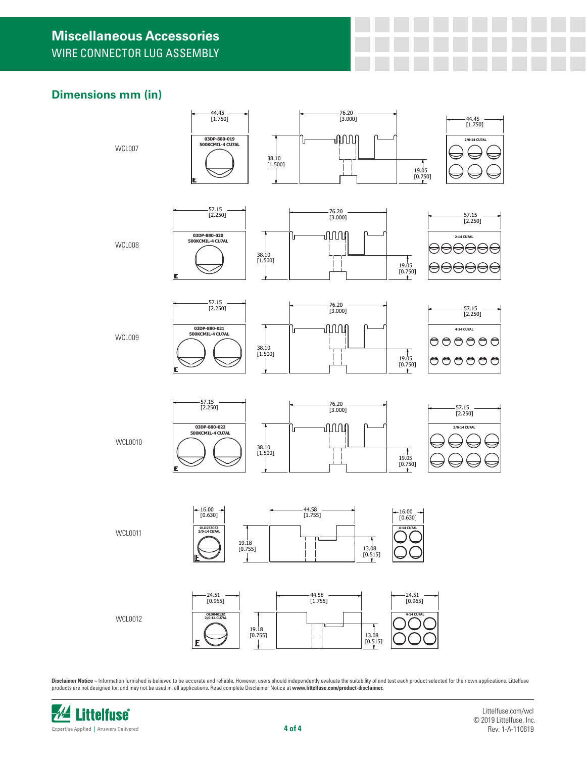# Miscellaneous Accessories

## WIRE CONNECTOR LUG ASSEMBLY

### Dimensions mm (in)

WCL007

44.45
[1.750]

03DP-880-019
500KCMIL-4 CU7AL

76.20
[3.000]

38.10
[1.500]

19.05
[0.750]

44.45
[1.750]

2/0-14 CU7AL

WCL008

57.15
[2.250]

03DP-880-020
500KCMIL-4 CU7AL

76.20
[3.000]

38.10
[1.500]

19.05
[0.750]

57.15
[2.250]

2-14 CU7AL

WCL009

57.15
[2.250]

03DP-880-021
500KCMIL-4 CU7AL

76.20
[3.000]

38.10
[1.500]

19.05
[0.750]

57.15
[2.250]

4-14 CU7AL

WCL0010

57.15
[2.250]

03DP-880-022
500KCMIL-4 CU7AL

76.20
[3.000]

38.10
[1.500]

19.05
[0.750]

57.15
[2.250]

2/0-14 CU7AL

WCL0011

16.00
[0.630]

OLD25703Z
2/0-14 CU7AL

44.58
[1.755]

19.18
[0.755]

13.08
[0.515]

16.00
[0.630]

4-14 CU7AL

WCL0012

24.51
[0.965]

OLD04013Z
2/0-14 CU7AL

44.58
[1.755]

19.18
[0.755]

13.08
[0.515]

24.51
[0.965]

4-14 CU7AL

**Disclaimer Notice** – Information furnished is believed to be accurate and reliable. However, users should independently evaluate the suitability of and test each product selected for their own applications. Littelfuse products are not designed for, and may not be used in, all applications. Read complete Disclaimer Notice at **www.littelfuse.com/product-disclaimer.**